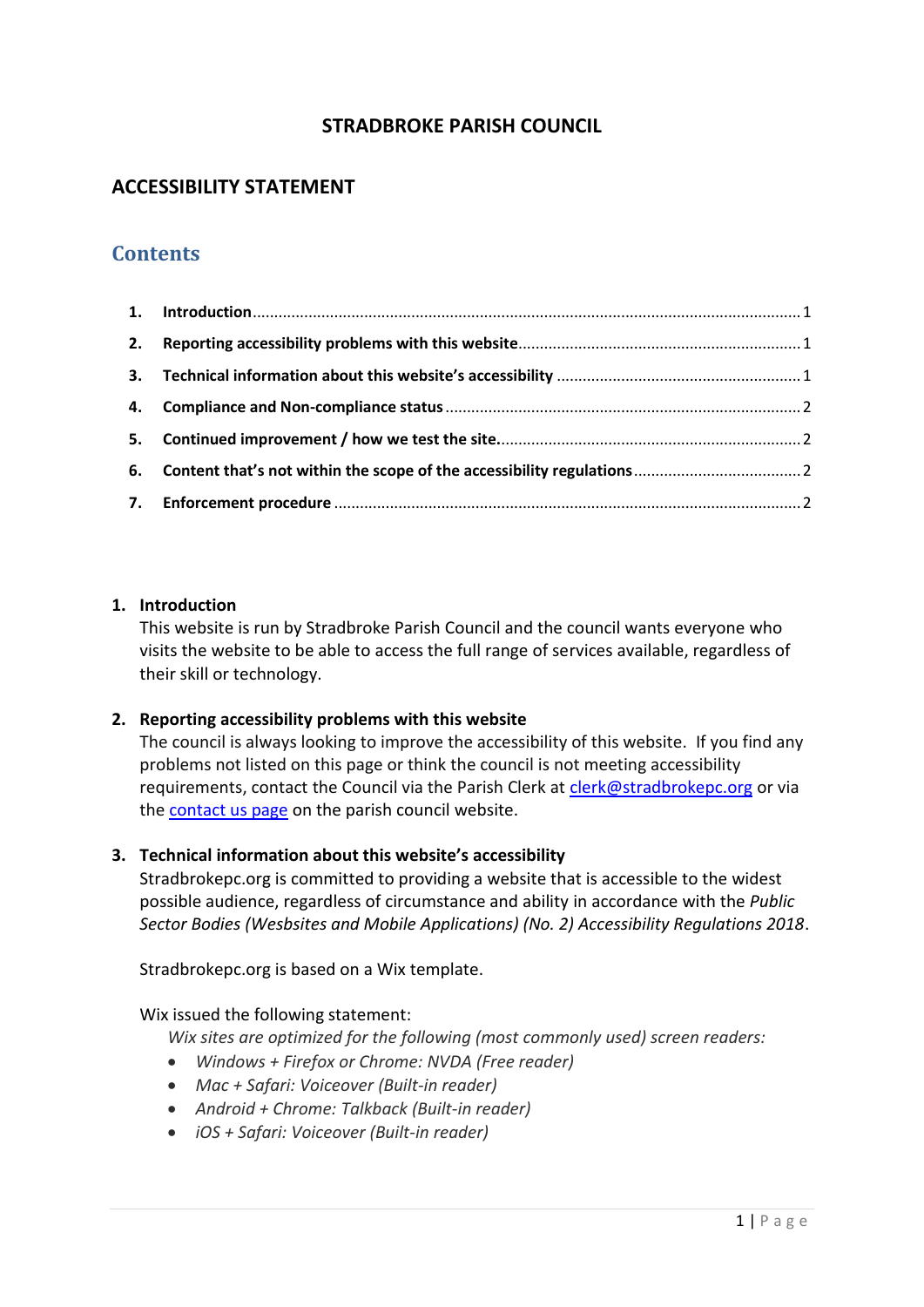# STRADBROKE PARISH COUNCIL

## ACCESSIBILITY STATEMENT

## Contents

1. **Introduction** .......... 1
2. **Reporting accessibility problems with this website** .......... 1
3. **Technical information about this website's accessibility** .......... 1
4. **Compliance and Non-compliance status** .......... 2
5. **Continued improvement / how we test the site.** .......... 2
6. **Content that's not within the scope of the accessibility regulations** .......... 2
7. **Enforcement procedure** .......... 2

### 1. Introduction

This website is run by Stradbroke Parish Council and the council wants everyone who visits the website to be able to access the full range of services available, regardless of their skill or technology.

### 2. Reporting accessibility problems with this website

The council is always looking to improve the accessibility of this website. If you find any problems not listed on this page or think the council is not meeting accessibility requirements, contact the Council via the Parish Clerk at [clerk@stradbrokepc.org](mailto:clerk@stradbrokepc.org) or via the [contact us page]() on the parish council website.

### 3. Technical information about this website's accessibility

Stradbrokepc.org is committed to providing a website that is accessible to the widest possible audience, regardless of circumstance and ability in accordance with the *Public Sector Bodies (Wesbsites and Mobile Applications) (No. 2) Accessibility Regulations 2018*.

Stradbrokepc.org is based on a Wix template.

Wix issued the following statement:

*Wix sites are optimized for the following (most commonly used) screen readers:*

- *Windows + Firefox or Chrome: NVDA (Free reader)*
- *Mac + Safari: Voiceover (Built-in reader)*
- *Android + Chrome: Talkback (Built-in reader)*
- *iOS + Safari: Voiceover (Built-in reader)*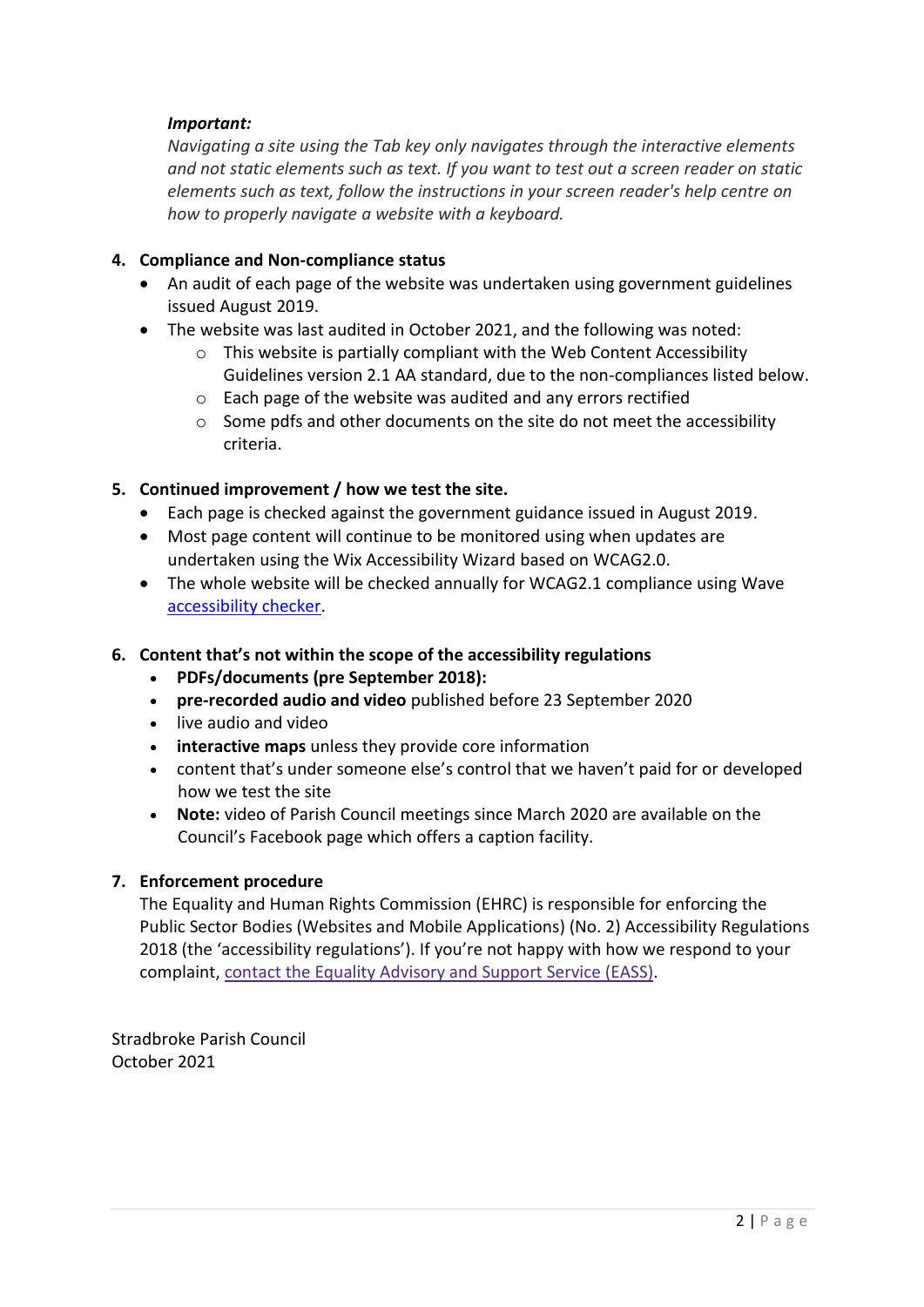***Important:***
*Navigating a site using the Tab key only navigates through the interactive elements and not static elements such as text. If you want to test out a screen reader on static elements such as text, follow the instructions in your screen reader's help centre on how to properly navigate a website with a keyboard.*

4. **Compliance and Non-compliance status**
   - An audit of each page of the website was undertaken using government guidelines issued August 2019.
   - The website was last audited in October 2021, and the following was noted:
     - This website is partially compliant with the Web Content Accessibility Guidelines version 2.1 AA standard, due to the non-compliances listed below.
     - Each page of the website was audited and any errors rectified
     - Some pdfs and other documents on the site do not meet the accessibility criteria.

5. **Continued improvement / how we test the site.**
   - Each page is checked against the government guidance issued in August 2019.
   - Most page content will continue to be monitored using when updates are undertaken using the Wix Accessibility Wizard based on WCAG2.0.
   - The whole website will be checked annually for WCAG2.1 compliance using Wave [accessibility checker](#).

6. **Content that's not within the scope of the accessibility regulations**
   - **PDFs/documents (pre September 2018):**
   - **pre-recorded audio and video** published before 23 September 2020
   - live audio and video
   - **interactive maps** unless they provide core information
   - content that's under someone else's control that we haven't paid for or developed how we test the site
   - **Note:** video of Parish Council meetings since March 2020 are available on the Council's Facebook page which offers a caption facility.

7. **Enforcement procedure**
   The Equality and Human Rights Commission (EHRC) is responsible for enforcing the Public Sector Bodies (Websites and Mobile Applications) (No. 2) Accessibility Regulations 2018 (the 'accessibility regulations'). If you're not happy with how we respond to your complaint, [contact the Equality Advisory and Support Service (EASS)](#).

Stradbroke Parish Council
October 2021